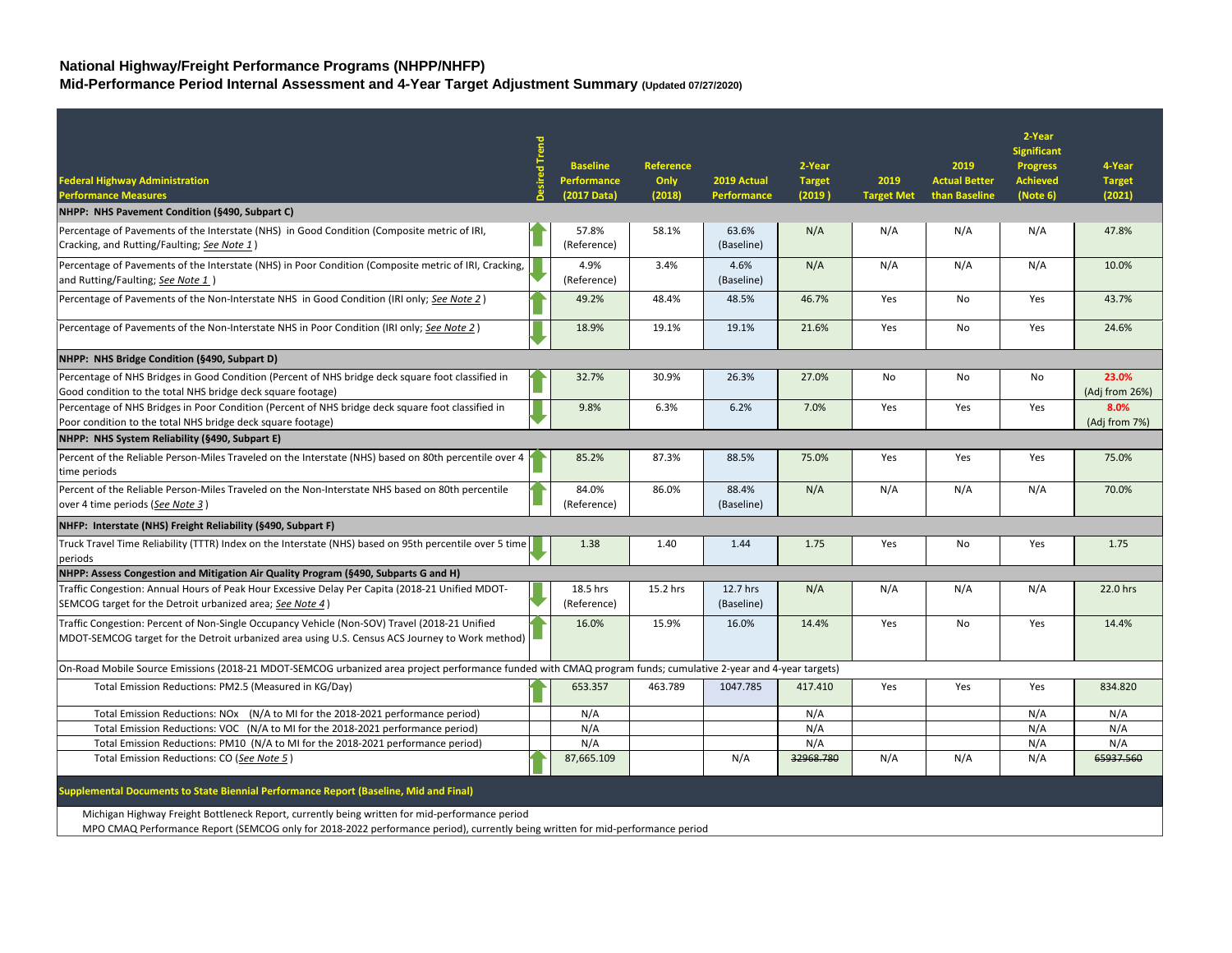**National Highway/Freight Performance Programs (NHPP/NHFP)**

**Mid-Performance Period Internal Assessment and 4-Year Target Adjustment Summary** (Updated 07/27/2020)

| Federal Highway Administration Performance Measures | Desired Trend | Baseline Performance (2017 Data) | Reference Only (2018) | 2019 Actual Performance | 2-Year Target (2019) | 2019 Target Met | 2019 Actual Better than Baseline | 2-Year Significant Progress Achieved (Note 6) | 4-Year Target (2021) |
|---|---|---|---|---|---|---|---|---|---|
| **NHPP: NHS Pavement Condition (§490, Subpart C)** | | | | | | | | | |
| Percentage of Pavements of the Interstate (NHS) in Good Condition (Composite metric of IRI, Cracking, and Rutting/Faulting; *See Note 1*) | ↑ | 57.8% (Reference) | 58.1% | 63.6% (Baseline) | N/A | N/A | N/A | N/A | 47.8% |
| Percentage of Pavements of the Interstate (NHS) in Poor Condition (Composite metric of IRI, Cracking, and Rutting/Faulting; *See Note 1*) | ↓ | 4.9% (Reference) | 3.4% | 4.6% (Baseline) | N/A | N/A | N/A | N/A | 10.0% |
| Percentage of Pavements of the Non-Interstate NHS in Good Condition (IRI only; *See Note 2*) | ↑ | 49.2% | 48.4% | 48.5% | 46.7% | Yes | No | Yes | 43.7% |
| Percentage of Pavements of the Non-Interstate NHS in Poor Condition (IRI only; *See Note 2*) | ↓ | 18.9% | 19.1% | 19.1% | 21.6% | Yes | No | Yes | 24.6% |
| **NHPP: NHS Bridge Condition (§490, Subpart D)** | | | | | | | | | |
| Percentage of NHS Bridges in Good Condition (Percent of NHS bridge deck square foot classified in Good condition to the total NHS bridge deck square footage) | ↑ | 32.7% | 30.9% | 26.3% | 27.0% | No | No | No | **23.0%** (Adj from 26%) |
| Percentage of NHS Bridges in Poor Condition (Percent of NHS bridge deck square foot classified in Poor condition to the total NHS bridge deck square footage) | ↓ | 9.8% | 6.3% | 6.2% | 7.0% | Yes | Yes | Yes | **8.0%** (Adj from 7%) |
| **NHPP: NHS System Reliability (§490, Subpart E)** | | | | | | | | | |
| Percent of the Reliable Person-Miles Traveled on the Interstate (NHS) based on 80th percentile over 4 time periods | ↑ | 85.2% | 87.3% | 88.5% | 75.0% | Yes | Yes | Yes | 75.0% |
| Percent of the Reliable Person-Miles Traveled on the Non-Interstate NHS based on 80th percentile over 4 time periods (*See Note 3*) | ↑ | 84.0% (Reference) | 86.0% | 88.4% (Baseline) | N/A | N/A | N/A | N/A | 70.0% |
| **NHFP: Interstate (NHS) Freight Reliability (§490, Subpart F)** | | | | | | | | | |
| Truck Travel Time Reliability (TTTR) Index on the Interstate (NHS) based on 95th percentile over 5 time periods | ↓ | 1.38 | 1.40 | 1.44 | 1.75 | Yes | No | Yes | 1.75 |
| **NHPP: Assess Congestion and Mitigation Air Quality Program (§490, Subparts G and H)** | | | | | | | | | |
| Traffic Congestion: Annual Hours of Peak Hour Excessive Delay Per Capita (2018-21 Unified MDOT-SEMCOG target for the Detroit urbanized area; *See Note 4*) | ↓ | 18.5 hrs (Reference) | 15.2 hrs | 12.7 hrs (Baseline) | N/A | N/A | N/A | N/A | 22.0 hrs |
| Traffic Congestion: Percent of Non-Single Occupancy Vehicle (Non-SOV) Travel (2018-21 Unified MDOT-SEMCOG target for the Detroit urbanized area using U.S. Census ACS Journey to Work method) | ↑ | 16.0% | 15.9% | 16.0% | 14.4% | Yes | No | Yes | 14.4% |
| On-Road Mobile Source Emissions (2018-21 MDOT-SEMCOG urbanized area project performance funded with CMAQ program funds; cumulative 2-year and 4-year targets) | | | | | | | | | |
| Total Emission Reductions: PM2.5 (Measured in KG/Day) | ↑ | 653.357 | 463.789 | 1047.785 | 417.410 | Yes | Yes | Yes | 834.820 |
| Total Emission Reductions: NOx (N/A to MI for the 2018-2021 performance period) | | N/A | | | N/A | | | N/A | N/A |
| Total Emission Reductions: VOC (N/A to MI for the 2018-2021 performance period) | | N/A | | | N/A | | | N/A | N/A |
| Total Emission Reductions: PM10 (N/A to MI for the 2018-2021 performance period) | | N/A | | | N/A | | | N/A | N/A |
| Total Emission Reductions: CO (*See Note 5*) | ↑ | 87,665.109 | | N/A | ~~32968.780~~ | N/A | N/A | N/A | ~~65937.560~~ |

**Supplemental Documents to State Biennial Performance Report (Baseline, Mid and Final)**

Michigan Highway Freight Bottleneck Report, currently being written for mid-performance period

MPO CMAQ Performance Report (SEMCOG only for 2018-2022 performance period), currently being written for mid-performance period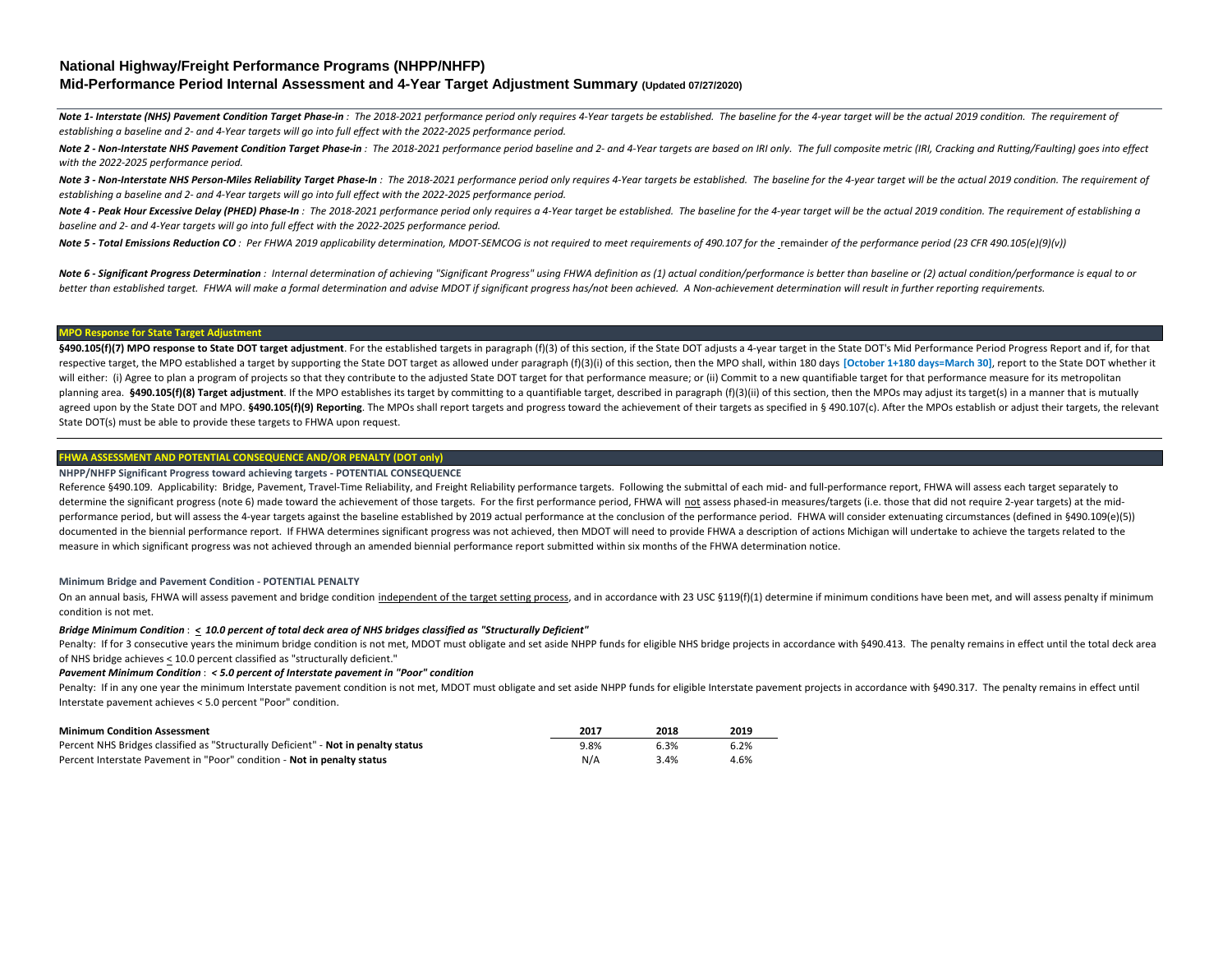# National Highway/Freight Performance Programs (NHPP/NHFP)

## Mid-Performance Period Internal Assessment and 4-Year Target Adjustment Summary (Updated 07/27/2020)

***Note 1- Interstate (NHS) Pavement Condition Target Phase-in** : The 2018-2021 performance period only requires 4-Year targets be established. The baseline for the 4-year target will be the actual 2019 condition. The requirement of establishing a baseline and 2- and 4-Year targets will go into full effect with the 2022-2025 performance period.*

***Note 2 - Non-Interstate NHS Pavement Condition Target Phase-in** : The 2018-2021 performance period baseline and 2- and 4-Year targets are based on IRI only. The full composite metric (IRI, Cracking and Rutting/Faulting) goes into effect with the 2022-2025 performance period.*

***Note 3 - Non-Interstate NHS Person-Miles Reliability Target Phase-In** : The 2018-2021 performance period only requires 4-Year targets be established. The baseline for the 4-year target will be the actual 2019 condition. The requirement of establishing a baseline and 2- and 4-Year targets will go into full effect with the 2022-2025 performance period.*

***Note 4 - Peak Hour Excessive Delay (PHED) Phase-In** : The 2018-2021 performance period only requires a 4-Year target be established. The baseline for the 4-year target will be the actual 2019 condition. The requirement of establishing a baseline and 2- and 4-Year targets will go into full effect with the 2022-2025 performance period.*

***Note 5 - Total Emissions Reduction CO** : Per FHWA 2019 applicability determination, MDOT-SEMCOG is not required to meet requirements of 490.107 for the remainder of the performance period (23 CFR 490.105(e)(9)(v))*

***Note 6 - Significant Progress Determination** : Internal determination of achieving "Significant Progress" using FHWA definition as (1) actual condition/performance is better than baseline or (2) actual condition/performance is equal to or better than established target. FHWA will make a formal determination and advise MDOT if significant progress has/not been achieved. A Non-achievement determination will result in further reporting requirements.*

### MPO Response for State Target Adjustment

**§490.105(f)(7) MPO response to State DOT target adjustment**. For the established targets in paragraph (f)(3) of this section, if the State DOT adjusts a 4-year target in the State DOT's Mid Performance Period Progress Report and if, for that respective target, the MPO established a target by supporting the State DOT target as allowed under paragraph (f)(3)(i) of this section, then the MPO shall, within 180 days **[October 1+180 days=March 30]**, report to the State DOT whether it will either: (i) Agree to plan a program of projects so that they contribute to the adjusted State DOT target for that performance measure; or (ii) Commit to a new quantifiable target for that performance measure for its metropolitan planning area. **§490.105(f)(8) Target adjustment**. If the MPO establishes its target by committing to a quantifiable target, described in paragraph (f)(3)(ii) of this section, then the MPOs may adjust its target(s) in a manner that is mutually agreed upon by the State DOT and MPO. **§490.105(f)(9) Reporting**. The MPOs shall report targets and progress toward the achievement of their targets as specified in § 490.107(c). After the MPOs establish or adjust their targets, the relevant State DOT(s) must be able to provide these targets to FHWA upon request.

### FHWA ASSESSMENT AND POTENTIAL CONSEQUENCE AND/OR PENALTY (DOT only)

**NHPP/NHFP Significant Progress toward achieving targets - POTENTIAL CONSEQUENCE**

Reference §490.109. Applicability: Bridge, Pavement, Travel-Time Reliability, and Freight Reliability performance targets. Following the submittal of each mid- and full-performance report, FHWA will assess each target separately to determine the significant progress (note 6) made toward the achievement of those targets. For the first performance period, FHWA will not assess phased-in measures/targets (i.e. those that did not require 2-year targets) at the mid-performance period, but will assess the 4-year targets against the baseline established by 2019 actual performance at the conclusion of the performance period. FHWA will consider extenuating circumstances (defined in §490.109(e)(5)) documented in the biennial performance report. If FHWA determines significant progress was not achieved, then MDOT will need to provide FHWA a description of actions Michigan will undertake to achieve the targets related to the measure in which significant progress was not achieved through an amended biennial performance report submitted within six months of the FHWA determination notice.

**Minimum Bridge and Pavement Condition - POTENTIAL PENALTY**

On an annual basis, FHWA will assess pavement and bridge condition independent of the target setting process, and in accordance with 23 USC §119(f)(1) determine if minimum conditions have been met, and will assess penalty if minimum condition is not met.

***Bridge Minimum Condition** : ≤ 10.0 percent of total deck area of NHS bridges classified as "Structurally Deficient"*

Penalty: If for 3 consecutive years the minimum bridge condition is not met, MDOT must obligate and set aside NHPP funds for eligible NHS bridge projects in accordance with §490.413. The penalty remains in effect until the total deck area of NHS bridge achieves ≤ 10.0 percent classified as "structurally deficient."

***Pavement Minimum Condition** : < 5.0 percent of Interstate pavement in "Poor" condition*

Penalty: If in any one year the minimum Interstate pavement condition is not met, MDOT must obligate and set aside NHPP funds for eligible Interstate pavement projects in accordance with §490.317. The penalty remains in effect until Interstate pavement achieves < 5.0 percent "Poor" condition.

| **Minimum Condition Assessment** | **2017** | **2018** | **2019** |
|---|---|---|---|
| Percent NHS Bridges classified as "Structurally Deficient" - **Not in penalty status** | 9.8% | 6.3% | 6.2% |
| Percent Interstate Pavement in "Poor" condition - **Not in penalty status** | N/A | 3.4% | 4.6% |